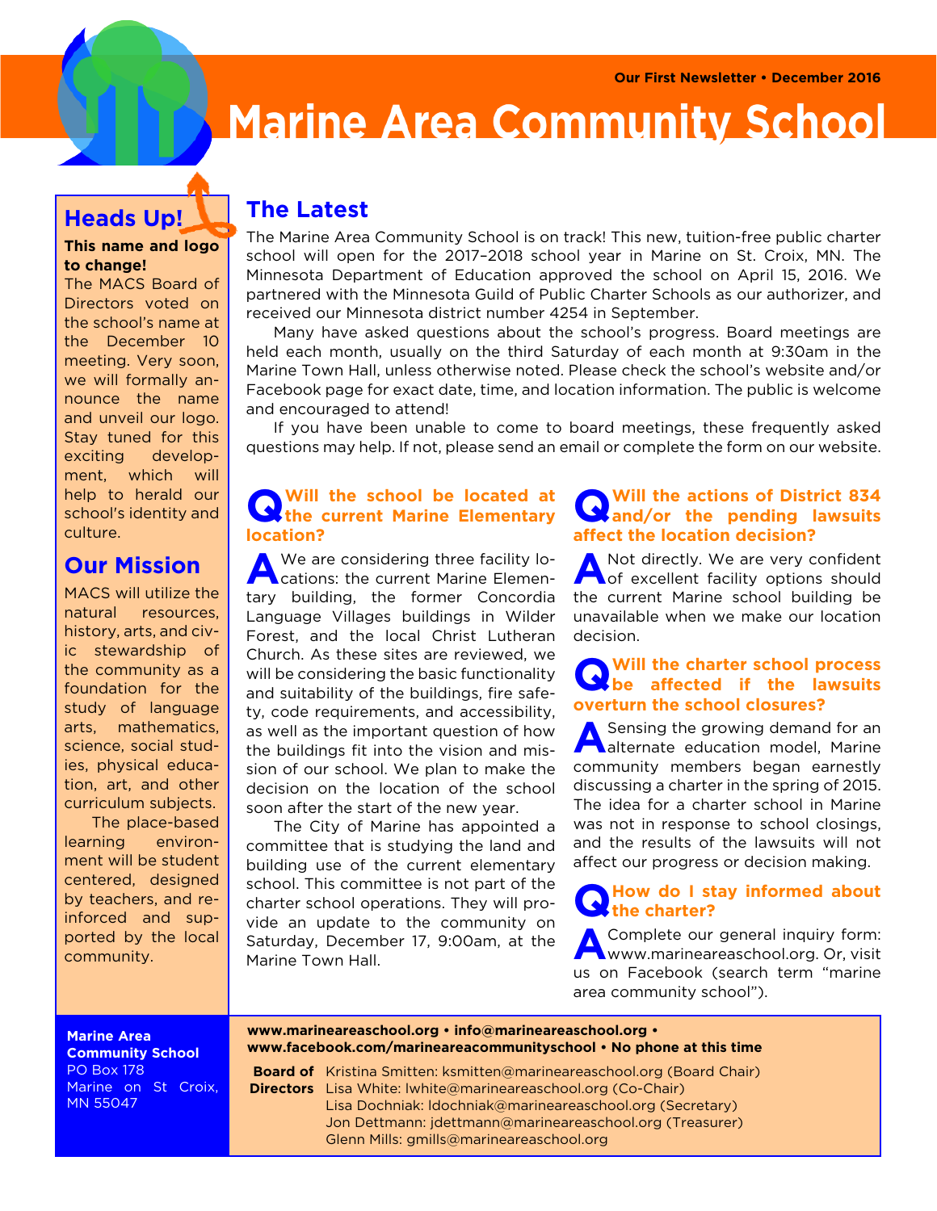Our First Newsletter • December 2016

# Marine Area Community School

## Heads Up!

**This name and logo to change!**

The MACS Board of Directors voted on the school's name at the December 10 meeting. Very soon, we will formally announce the name and unveil our logo. Stay tuned for this exciting development, which will help to herald our school's identity and culture.

## Our Mission

MACS will utilize the natural resources, history, arts, and civic stewardship of the community as a foundation for the study of language arts, mathematics, science, social studies, physical education, art, and other curriculum subjects.

The place-based learning environment will be student centered, designed by teachers, and reinforced and supported by the local community.

## The Latest

The Marine Area Community School is on track! This new, tuition-free public charter school will open for the 2017–2018 school year in Marine on St. Croix, MN. The Minnesota Department of Education approved the school on April 15, 2016. We partnered with the Minnesota Guild of Public Charter Schools as our authorizer, and received our Minnesota district number 4254 in September.

Many have asked questions about the school's progress. Board meetings are held each month, usually on the third Saturday of each month at 9:30am in the Marine Town Hall, unless otherwise noted. Please check the school's website and/or Facebook page for exact date, time, and location information. The public is welcome and encouraged to attend!

If you have been unable to come to board meetings, these frequently asked questions may help. If not, please send an email or complete the form on our website.

### Q: Will the school be located at the current Marine Elementary location?

**A:** We are considering three facility locations: the current Marine Elementary building, the former Concordia Language Villages buildings in Wilder Forest, and the local Christ Lutheran Church. As these sites are reviewed, we will be considering the basic functionality and suitability of the buildings, fire safety, code requirements, and accessibility, as well as the important question of how the buildings fit into the vision and mission of our school. We plan to make the decision on the location of the school soon after the start of the new year.

The City of Marine has appointed a committee that is studying the land and building use of the current elementary school. This committee is not part of the charter school operations. They will provide an update to the community on Saturday, December 17, 9:00am, at the Marine Town Hall.

### Q: Will the actions of District 834 and/or the pending lawsuits affect the location decision?

**A:** Not directly. We are very confident of excellent facility options should the current Marine school building be unavailable when we make our location decision.

### Q: Will the charter school process be affected if the lawsuits overturn the school closures?

**A:** Sensing the growing demand for an alternate education model, Marine community members began earnestly discussing a charter in the spring of 2015. The idea for a charter school in Marine was not in response to school closings, and the results of the lawsuits will not affect our progress or decision making.

### Q: How do I stay informed about the charter?

**A:** Complete our general inquiry form: www.marineareaschool.org. Or, visit us on Facebook (search term "marine area community school").

---

**Marine Area Community School**
PO Box 178
Marine on St Croix, MN 55047

**www.marineareaschool.org • info@marineareaschool.org • www.facebook.com/marineareacommunityschool • No phone at this time**

**Board of Directors**
Kristina Smitten: ksmitten@marineareaschool.org (Board Chair)
Lisa White: lwhite@marineareaschool.org (Co-Chair)
Lisa Dochniak: ldochniak@marineareaschool.org (Secretary)
Jon Dettmann: jdettmann@marineareaschool.org (Treasurer)
Glenn Mills: gmills@marineareaschool.org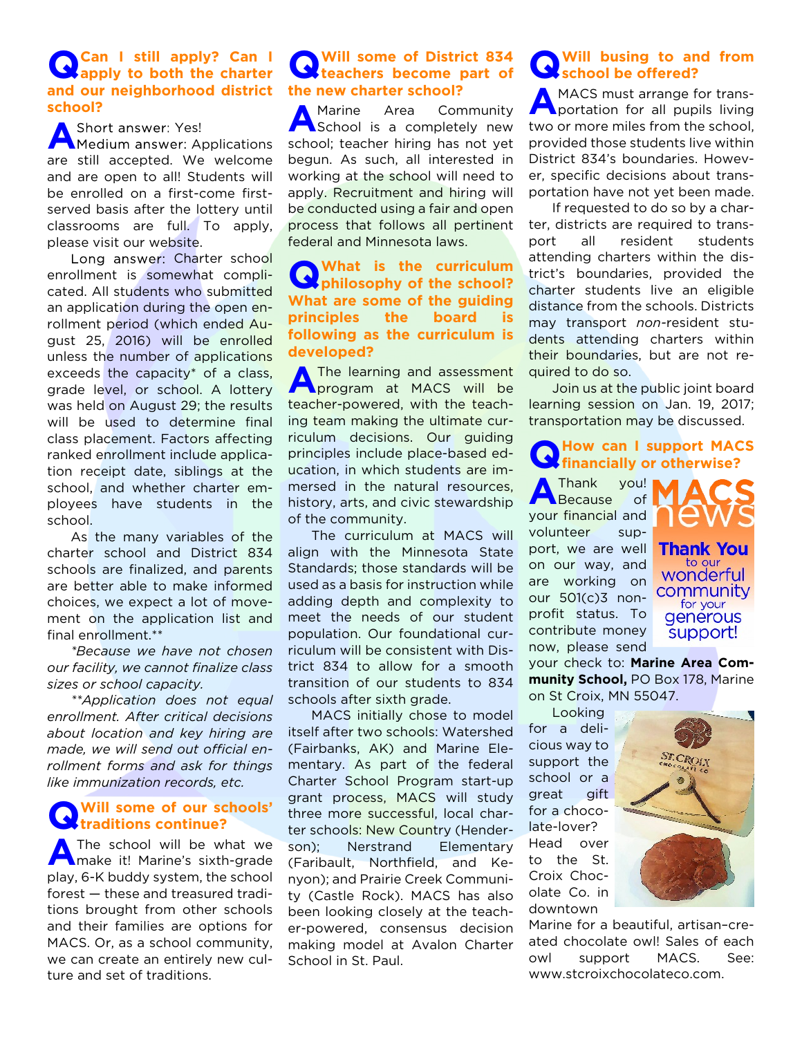## Q: Can I still apply? Can I apply to both the charter and our neighborhood district school?

**A:** Short answer: Yes!

Medium answer: Applications are still accepted. We welcome and are open to all! Students will be enrolled on a first-come first-served basis after the lottery until classrooms are full. To apply, please visit our website.

Long answer: Charter school enrollment is somewhat complicated. All students who submitted an application during the open enrollment period (which ended August 25, 2016) will be enrolled unless the number of applications exceeds the capacity* of a class, grade level, or school. A lottery was held on August 29; the results will be used to determine final class placement. Factors affecting ranked enrollment include application receipt date, siblings at the school, and whether charter employees have students in the school.

As the many variables of the charter school and District 834 schools are finalized, and parents are better able to make informed choices, we expect a lot of movement on the application list and final enrollment.**

*\*Because we have not chosen our facility, we cannot finalize class sizes or school capacity.*

*\*\*Application does not equal enrollment. After critical decisions about location and key hiring are made, we will send out official enrollment forms and ask for things like immunization records, etc.*

## Q: Will some of our schools' traditions continue?

**A:** The school will be what we make it! Marine's sixth-grade play, 6-K buddy system, the school forest — these and treasured traditions brought from other schools and their families are options for MACS. Or, as a school community, we can create an entirely new culture and set of traditions.

## Q: Will some of District 834 teachers become part of the new charter school?

**A:** Marine Area Community School is a completely new school; teacher hiring has not yet begun. As such, all interested in working at the school will need to apply. Recruitment and hiring will be conducted using a fair and open process that follows all pertinent federal and Minnesota laws.

## Q: What is the curriculum philosophy of the school? What are some of the guiding principles the board is following as the curriculum is developed?

**A:** The learning and assessment program at MACS will be teacher-powered, with the teaching team making the ultimate curriculum decisions. Our guiding principles include place-based education, in which students are immersed in the natural resources, history, arts, and civic stewardship of the community.

The curriculum at MACS will align with the Minnesota State Standards; those standards will be used as a basis for instruction while adding depth and complexity to meet the needs of our student population. Our foundational curriculum will be consistent with District 834 to allow for a smooth transition of our students to 834 schools after sixth grade.

MACS initially chose to model itself after two schools: Watershed (Fairbanks, AK) and Marine Elementary. As part of the federal Charter School Program start-up grant process, MACS will study three more successful, local charter schools: New Country (Henderson); Nerstrand Elementary (Faribault, Northfield, and Kenyon); and Prairie Creek Community (Castle Rock). MACS has also been looking closely at the teacher-powered, consensus decision making model at Avalon Charter School in St. Paul.

## Q: Will busing to and from school be offered?

**A:** MACS must arrange for transportation for all pupils living two or more miles from the school, provided those students live within District 834's boundaries. However, specific decisions about transportation have not yet been made.

If requested to do so by a charter, districts are required to transport all resident students attending charters within the district's boundaries, provided the charter students live an eligible distance from the schools. Districts may transport *non*-resident students attending charters within their boundaries, but are not required to do so.

Join us at the public joint board learning session on Jan. 19, 2017; transportation may be discussed.

## Q: How can I support MACS financially or otherwise?

**A:** Thank you! Because of your financial and volunteer support, we are well on our way, and are working on our 501(c)3 nonprofit status. To contribute money now, please send your check to: **Marine Area Community School,** PO Box 178, Marine on St Croix, MN 55047.

MACS news — **Thank You** to our wonderful community for your generous support!

Looking for a delicious way to support the school or a great gift for a chocolate-lover? Head over to the St. Croix Chocolate Co. in downtown Marine for a beautiful, artisan–created chocolate owl! Sales of each owl support MACS. See: www.stcroixchocolateco.com.